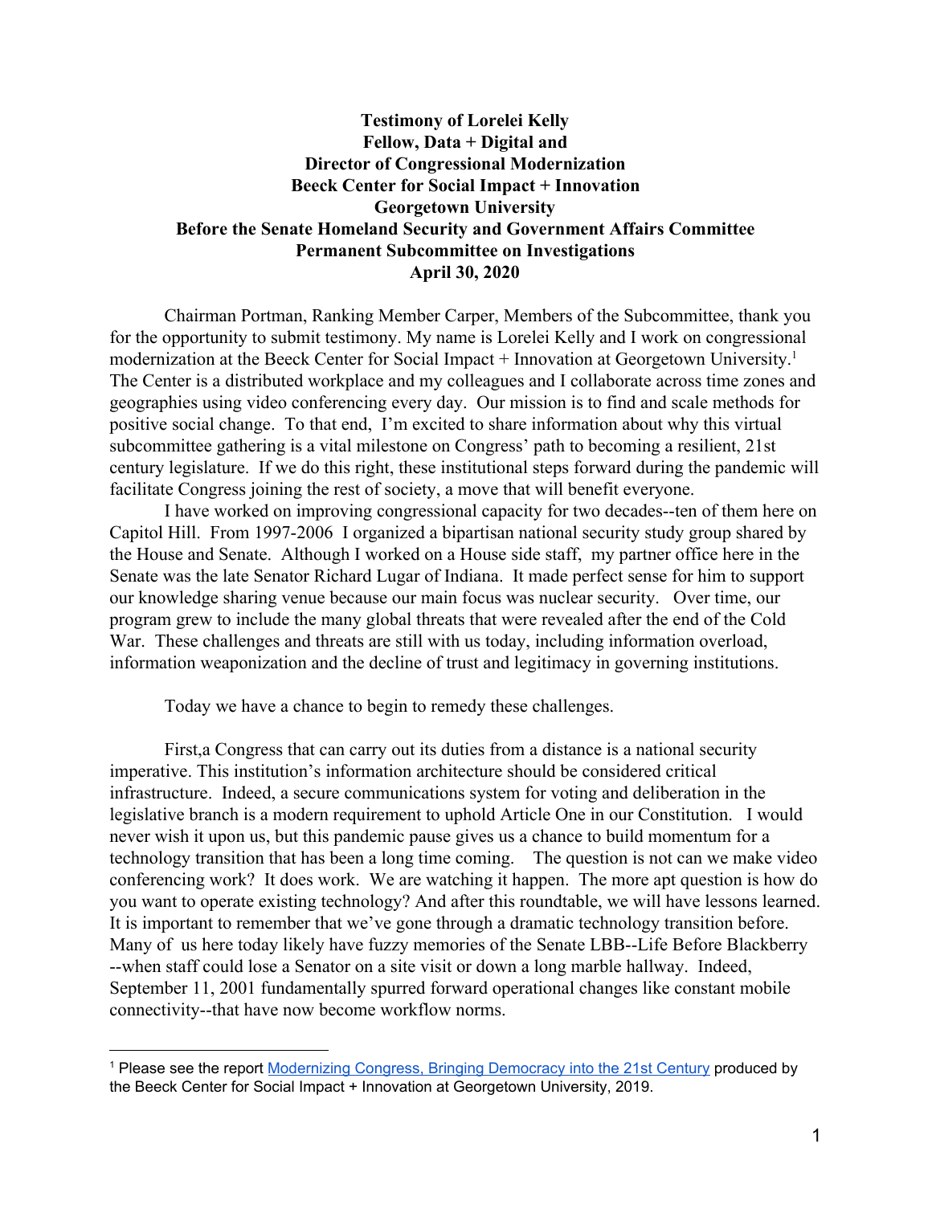**Testimony of Lorelei Kelly**
**Fellow, Data + Digital and**
**Director of Congressional Modernization**
**Beeck Center for Social Impact + Innovation**
**Georgetown University**
**Before the Senate Homeland Security and Government Affairs Committee**
**Permanent Subcommittee on Investigations**
**April 30, 2020**

Chairman Portman, Ranking Member Carper, Members of the Subcommittee, thank you for the opportunity to submit testimony. My name is Lorelei Kelly and I work on congressional modernization at the Beeck Center for Social Impact + Innovation at Georgetown University.[1] The Center is a distributed workplace and my colleagues and I collaborate across time zones and geographies using video conferencing every day. Our mission is to find and scale methods for positive social change. To that end, I'm excited to share information about why this virtual subcommittee gathering is a vital milestone on Congress' path to becoming a resilient, 21st century legislature. If we do this right, these institutional steps forward during the pandemic will facilitate Congress joining the rest of society, a move that will benefit everyone.

I have worked on improving congressional capacity for two decades--ten of them here on Capitol Hill. From 1997-2006 I organized a bipartisan national security study group shared by the House and Senate. Although I worked on a House side staff, my partner office here in the Senate was the late Senator Richard Lugar of Indiana. It made perfect sense for him to support our knowledge sharing venue because our main focus was nuclear security. Over time, our program grew to include the many global threats that were revealed after the end of the Cold War. These challenges and threats are still with us today, including information overload, information weaponization and the decline of trust and legitimacy in governing institutions.

Today we have a chance to begin to remedy these challenges.

First,a Congress that can carry out its duties from a distance is a national security imperative. This institution's information architecture should be considered critical infrastructure. Indeed, a secure communications system for voting and deliberation in the legislative branch is a modern requirement to uphold Article One in our Constitution. I would never wish it upon us, but this pandemic pause gives us a chance to build momentum for a technology transition that has been a long time coming. The question is not can we make video conferencing work? It does work. We are watching it happen. The more apt question is how do you want to operate existing technology? And after this roundtable, we will have lessons learned. It is important to remember that we've gone through a dramatic technology transition before. Many of us here today likely have fuzzy memories of the Senate LBB--Life Before Blackberry --when staff could lose a Senator on a site visit or down a long marble hallway. Indeed, September 11, 2001 fundamentally spurred forward operational changes like constant mobile connectivity--that have now become workflow norms.

---

[1] Please see the report Modernizing Congress, Bringing Democracy into the 21st Century produced by the Beeck Center for Social Impact + Innovation at Georgetown University, 2019.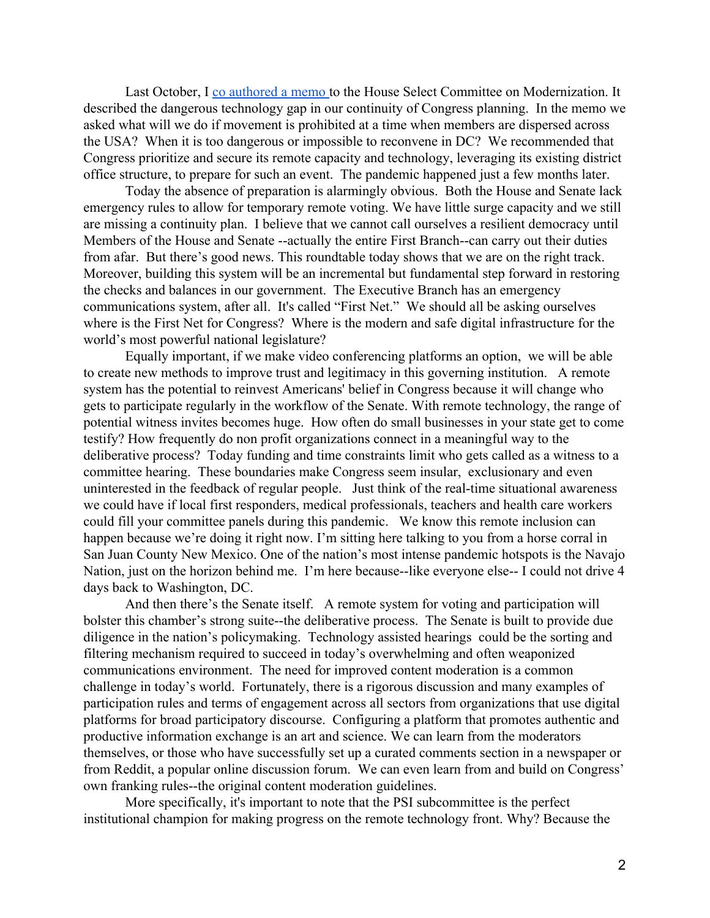Last October, I [co authored a memo](#) to the House Select Committee on Modernization. It described the dangerous technology gap in our continuity of Congress planning. In the memo we asked what will we do if movement is prohibited at a time when members are dispersed across the USA? When it is too dangerous or impossible to reconvene in DC? We recommended that Congress prioritize and secure its remote capacity and technology, leveraging its existing district office structure, to prepare for such an event. The pandemic happened just a few months later.

Today the absence of preparation is alarmingly obvious. Both the House and Senate lack emergency rules to allow for temporary remote voting. We have little surge capacity and we still are missing a continuity plan. I believe that we cannot call ourselves a resilient democracy until Members of the House and Senate --actually the entire First Branch--can carry out their duties from afar. But there's good news. This roundtable today shows that we are on the right track. Moreover, building this system will be an incremental but fundamental step forward in restoring the checks and balances in our government. The Executive Branch has an emergency communications system, after all. It's called "First Net." We should all be asking ourselves where is the First Net for Congress? Where is the modern and safe digital infrastructure for the world's most powerful national legislature?

Equally important, if we make video conferencing platforms an option, we will be able to create new methods to improve trust and legitimacy in this governing institution. A remote system has the potential to reinvest Americans' belief in Congress because it will change who gets to participate regularly in the workflow of the Senate. With remote technology, the range of potential witness invites becomes huge. How often do small businesses in your state get to come testify? How frequently do non profit organizations connect in a meaningful way to the deliberative process? Today funding and time constraints limit who gets called as a witness to a committee hearing. These boundaries make Congress seem insular, exclusionary and even uninterested in the feedback of regular people. Just think of the real-time situational awareness we could have if local first responders, medical professionals, teachers and health care workers could fill your committee panels during this pandemic. We know this remote inclusion can happen because we're doing it right now. I'm sitting here talking to you from a horse corral in San Juan County New Mexico. One of the nation's most intense pandemic hotspots is the Navajo Nation, just on the horizon behind me. I'm here because--like everyone else-- I could not drive 4 days back to Washington, DC.

And then there's the Senate itself. A remote system for voting and participation will bolster this chamber's strong suite--the deliberative process. The Senate is built to provide due diligence in the nation's policymaking. Technology assisted hearings could be the sorting and filtering mechanism required to succeed in today's overwhelming and often weaponized communications environment. The need for improved content moderation is a common challenge in today's world. Fortunately, there is a rigorous discussion and many examples of participation rules and terms of engagement across all sectors from organizations that use digital platforms for broad participatory discourse. Configuring a platform that promotes authentic and productive information exchange is an art and science. We can learn from the moderators themselves, or those who have successfully set up a curated comments section in a newspaper or from Reddit, a popular online discussion forum. We can even learn from and build on Congress' own franking rules--the original content moderation guidelines.

More specifically, it's important to note that the PSI subcommittee is the perfect institutional champion for making progress on the remote technology front. Why? Because the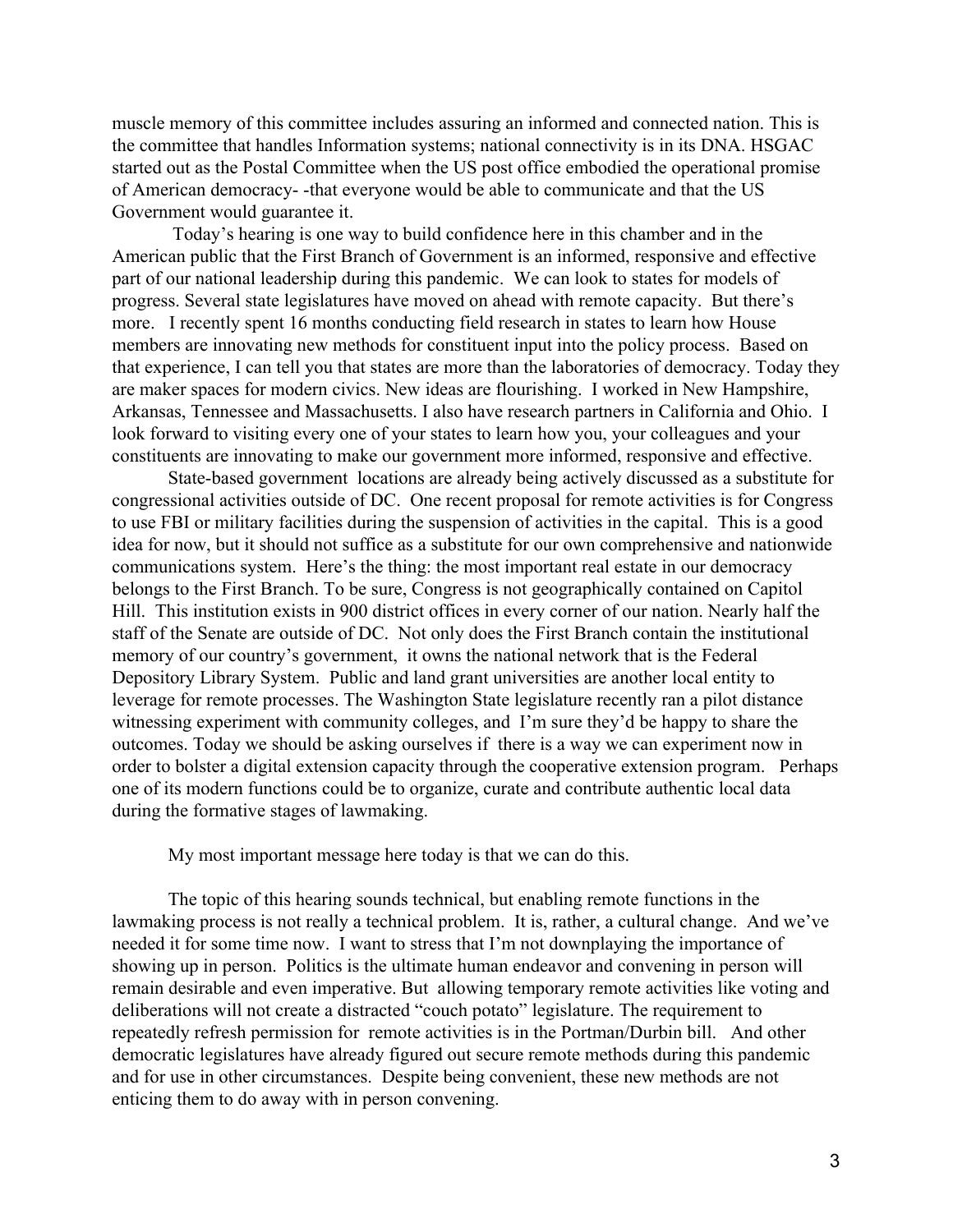muscle memory of this committee includes assuring an informed and connected nation. This is the committee that handles Information systems; national connectivity is in its DNA. HSGAC started out as the Postal Committee when the US post office embodied the operational promise of American democracy- -that everyone would be able to communicate and that the US Government would guarantee it.

Today's hearing is one way to build confidence here in this chamber and in the American public that the First Branch of Government is an informed, responsive and effective part of our national leadership during this pandemic. We can look to states for models of progress. Several state legislatures have moved on ahead with remote capacity. But there's more. I recently spent 16 months conducting field research in states to learn how House members are innovating new methods for constituent input into the policy process. Based on that experience, I can tell you that states are more than the laboratories of democracy. Today they are maker spaces for modern civics. New ideas are flourishing. I worked in New Hampshire, Arkansas, Tennessee and Massachusetts. I also have research partners in California and Ohio. I look forward to visiting every one of your states to learn how you, your colleagues and your constituents are innovating to make our government more informed, responsive and effective.

State-based government locations are already being actively discussed as a substitute for congressional activities outside of DC. One recent proposal for remote activities is for Congress to use FBI or military facilities during the suspension of activities in the capital. This is a good idea for now, but it should not suffice as a substitute for our own comprehensive and nationwide communications system. Here's the thing: the most important real estate in our democracy belongs to the First Branch. To be sure, Congress is not geographically contained on Capitol Hill. This institution exists in 900 district offices in every corner of our nation. Nearly half the staff of the Senate are outside of DC. Not only does the First Branch contain the institutional memory of our country's government, it owns the national network that is the Federal Depository Library System. Public and land grant universities are another local entity to leverage for remote processes. The Washington State legislature recently ran a pilot distance witnessing experiment with community colleges, and I'm sure they'd be happy to share the outcomes. Today we should be asking ourselves if there is a way we can experiment now in order to bolster a digital extension capacity through the cooperative extension program. Perhaps one of its modern functions could be to organize, curate and contribute authentic local data during the formative stages of lawmaking.

My most important message here today is that we can do this.

The topic of this hearing sounds technical, but enabling remote functions in the lawmaking process is not really a technical problem. It is, rather, a cultural change. And we've needed it for some time now. I want to stress that I'm not downplaying the importance of showing up in person. Politics is the ultimate human endeavor and convening in person will remain desirable and even imperative. But allowing temporary remote activities like voting and deliberations will not create a distracted "couch potato" legislature. The requirement to repeatedly refresh permission for remote activities is in the Portman/Durbin bill. And other democratic legislatures have already figured out secure remote methods during this pandemic and for use in other circumstances. Despite being convenient, these new methods are not enticing them to do away with in person convening.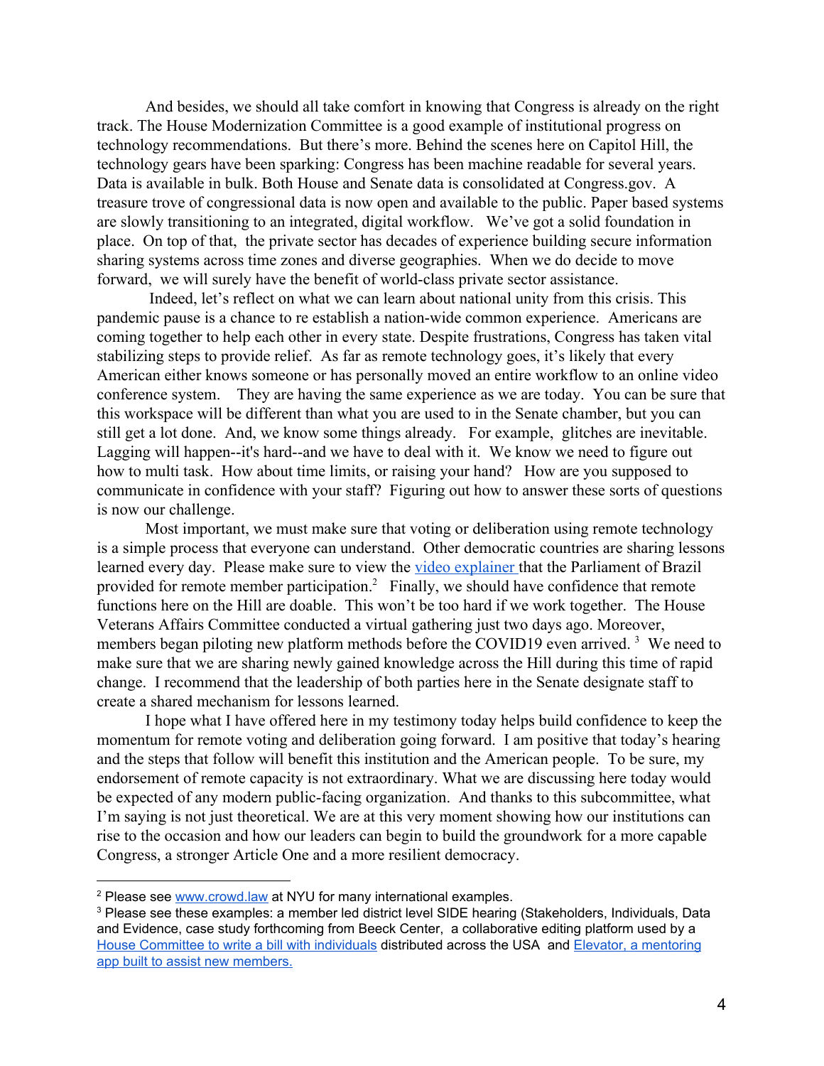And besides, we should all take comfort in knowing that Congress is already on the right track. The House Modernization Committee is a good example of institutional progress on technology recommendations. But there's more. Behind the scenes here on Capitol Hill, the technology gears have been sparking: Congress has been machine readable for several years. Data is available in bulk. Both House and Senate data is consolidated at Congress.gov. A treasure trove of congressional data is now open and available to the public. Paper based systems are slowly transitioning to an integrated, digital workflow. We've got a solid foundation in place. On top of that, the private sector has decades of experience building secure information sharing systems across time zones and diverse geographies. When we do decide to move forward, we will surely have the benefit of world-class private sector assistance.

Indeed, let's reflect on what we can learn about national unity from this crisis. This pandemic pause is a chance to re establish a nation-wide common experience. Americans are coming together to help each other in every state. Despite frustrations, Congress has taken vital stabilizing steps to provide relief. As far as remote technology goes, it's likely that every American either knows someone or has personally moved an entire workflow to an online video conference system. They are having the same experience as we are today. You can be sure that this workspace will be different than what you are used to in the Senate chamber, but you can still get a lot done. And, we know some things already. For example, glitches are inevitable. Lagging will happen--it's hard--and we have to deal with it. We know we need to figure out how to multi task. How about time limits, or raising your hand? How are you supposed to communicate in confidence with your staff? Figuring out how to answer these sorts of questions is now our challenge.

Most important, we must make sure that voting or deliberation using remote technology is a simple process that everyone can understand. Other democratic countries are sharing lessons learned every day. Please make sure to view the video explainer that the Parliament of Brazil provided for remote member participation.[2] Finally, we should have confidence that remote functions here on the Hill are doable. This won't be too hard if we work together. The House Veterans Affairs Committee conducted a virtual gathering just two days ago. Moreover, members began piloting new platform methods before the COVID19 even arrived. [3] We need to make sure that we are sharing newly gained knowledge across the Hill during this time of rapid change. I recommend that the leadership of both parties here in the Senate designate staff to create a shared mechanism for lessons learned.

I hope what I have offered here in my testimony today helps build confidence to keep the momentum for remote voting and deliberation going forward. I am positive that today's hearing and the steps that follow will benefit this institution and the American people. To be sure, my endorsement of remote capacity is not extraordinary. What we are discussing here today would be expected of any modern public-facing organization. And thanks to this subcommittee, what I'm saying is not just theoretical. We are at this very moment showing how our institutions can rise to the occasion and how our leaders can begin to build the groundwork for a more capable Congress, a stronger Article One and a more resilient democracy.

---

[2] Please see www.crowd.law at NYU for many international examples.

[3] Please see these examples: a member led district level SIDE hearing (Stakeholders, Individuals, Data and Evidence, case study forthcoming from Beeck Center, a collaborative editing platform used by a House Committee to write a bill with individuals distributed across the USA and Elevator, a mentoring app built to assist new members.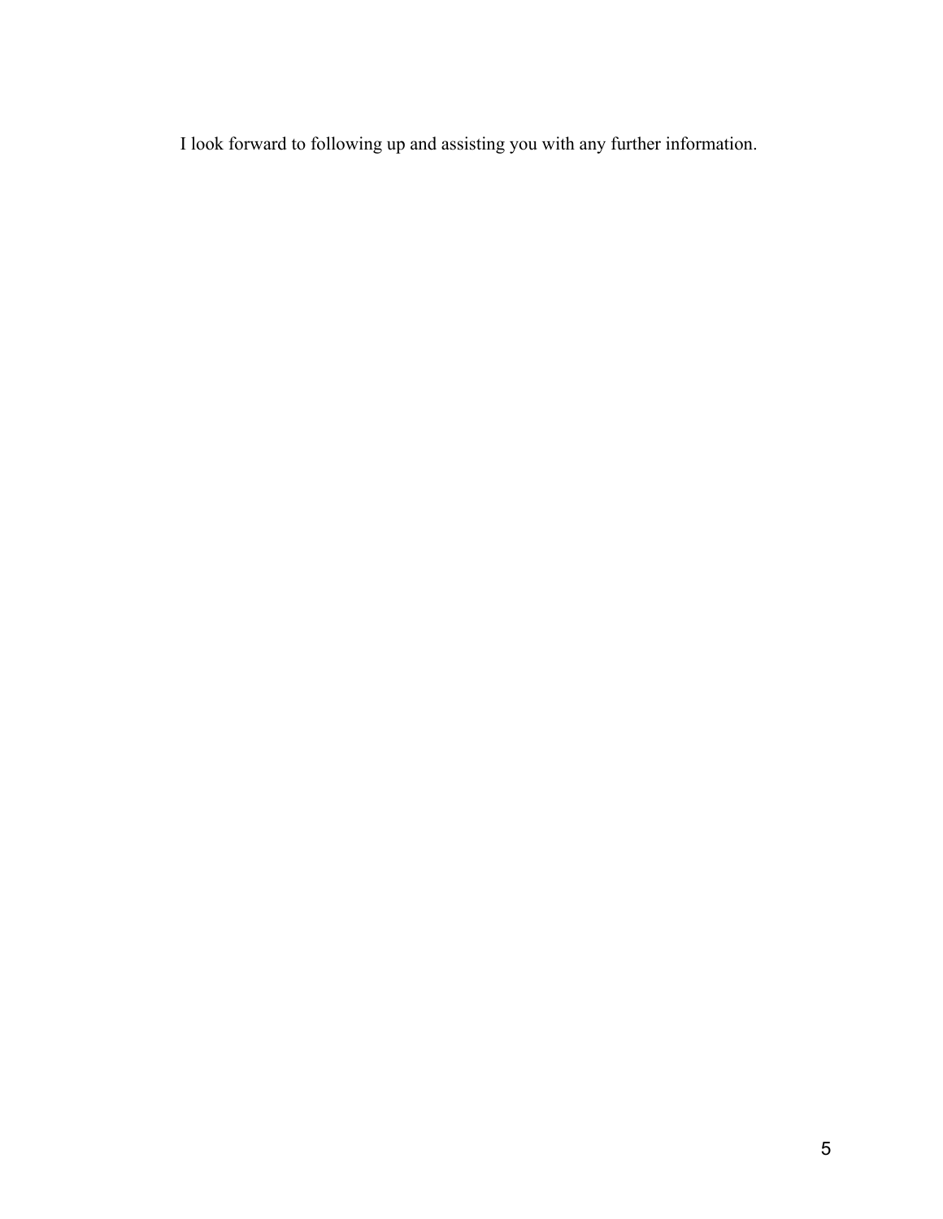I look forward to following up and assisting you with any further information.